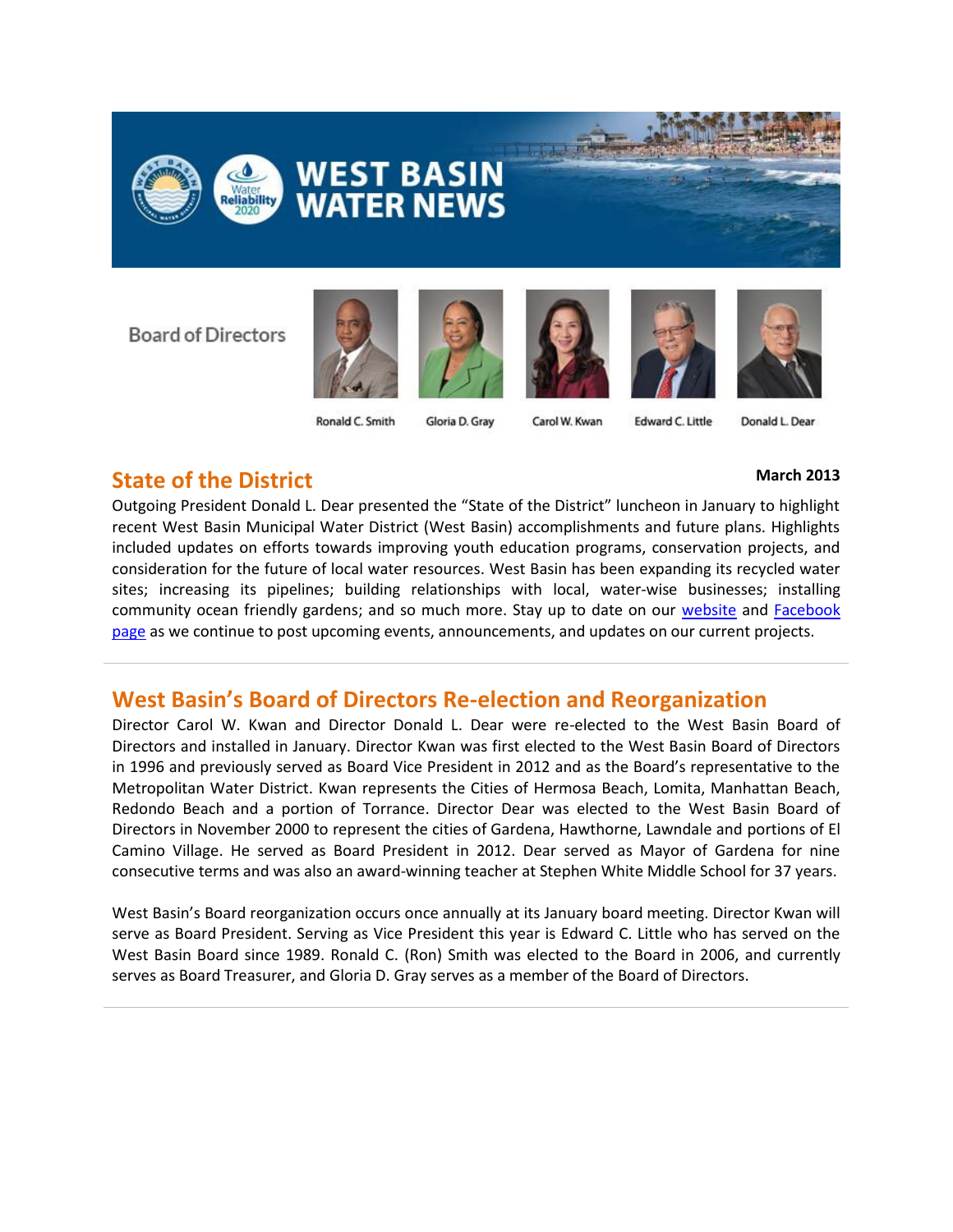# WEST BASIN WATER NEWS

Board of Directors

Ronald C. Smith | Gloria D. Gray | Carol W. Kwan | Edward C. Little | Donald L. Dear

## State of the District

**March 2013**

Outgoing President Donald L. Dear presented the "State of the District" luncheon in January to highlight recent West Basin Municipal Water District (West Basin) accomplishments and future plans. Highlights included updates on efforts towards improving youth education programs, conservation projects, and consideration for the future of local water resources. West Basin has been expanding its recycled water sites; increasing its pipelines; building relationships with local, water-wise businesses; installing community ocean friendly gardens; and so much more. Stay up to date on our website and Facebook page as we continue to post upcoming events, announcements, and updates on our current projects.

---

## West Basin's Board of Directors Re-election and Reorganization

Director Carol W. Kwan and Director Donald L. Dear were re-elected to the West Basin Board of Directors and installed in January. Director Kwan was first elected to the West Basin Board of Directors in 1996 and previously served as Board Vice President in 2012 and as the Board's representative to the Metropolitan Water District. Kwan represents the Cities of Hermosa Beach, Lomita, Manhattan Beach, Redondo Beach and a portion of Torrance. Director Dear was elected to the West Basin Board of Directors in November 2000 to represent the cities of Gardena, Hawthorne, Lawndale and portions of El Camino Village. He served as Board President in 2012. Dear served as Mayor of Gardena for nine consecutive terms and was also an award-winning teacher at Stephen White Middle School for 37 years.

West Basin's Board reorganization occurs once annually at its January board meeting. Director Kwan will serve as Board President. Serving as Vice President this year is Edward C. Little who has served on the West Basin Board since 1989. Ronald C. (Ron) Smith was elected to the Board in 2006, and currently serves as Board Treasurer, and Gloria D. Gray serves as a member of the Board of Directors.

---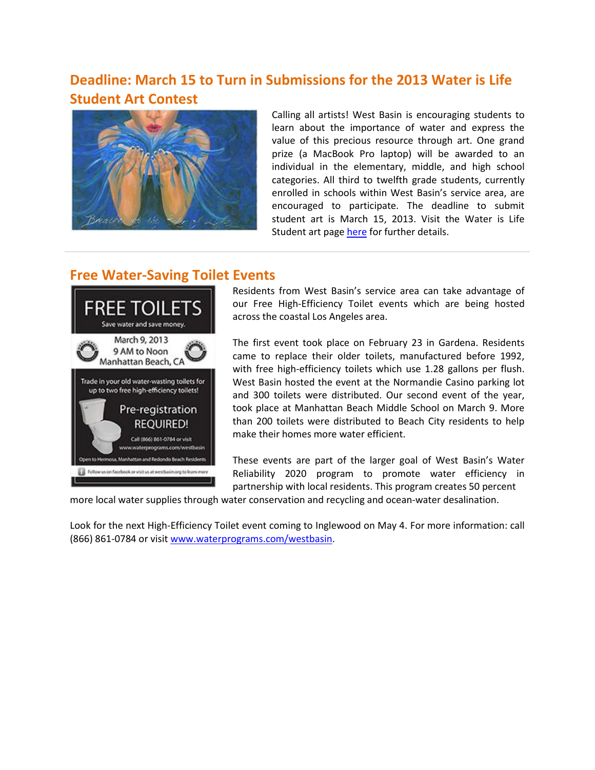## Deadline: March 15 to Turn in Submissions for the 2013 Water is Life Student Art Contest

Calling all artists! West Basin is encouraging students to learn about the importance of water and express the value of this precious resource through art. One grand prize (a MacBook Pro laptop) will be awarded to an individual in the elementary, middle, and high school categories. All third to twelfth grade students, currently enrolled in schools within West Basin's service area, are encouraged to participate. The deadline to submit student art is March 15, 2013. Visit the Water is Life Student art page [here](#) for further details.

---

## Free Water-Saving Toilet Events

Residents from West Basin's service area can take advantage of our Free High-Efficiency Toilet events which are being hosted across the coastal Los Angeles area.

The first event took place on February 23 in Gardena. Residents came to replace their older toilets, manufactured before 1992, with free high-efficiency toilets which use 1.28 gallons per flush. West Basin hosted the event at the Normandie Casino parking lot and 300 toilets were distributed. Our second event of the year, took place at Manhattan Beach Middle School on March 9. More than 200 toilets were distributed to Beach City residents to help make their homes more water efficient.

These events are part of the larger goal of West Basin's Water Reliability 2020 program to promote water efficiency in partnership with local residents. This program creates 50 percent more local water supplies through water conservation and recycling and ocean-water desalination.

Look for the next High-Efficiency Toilet event coming to Inglewood on May 4. For more information: call (866) 861-0784 or visit [www.waterprograms.com/westbasin](http://www.waterprograms.com/westbasin).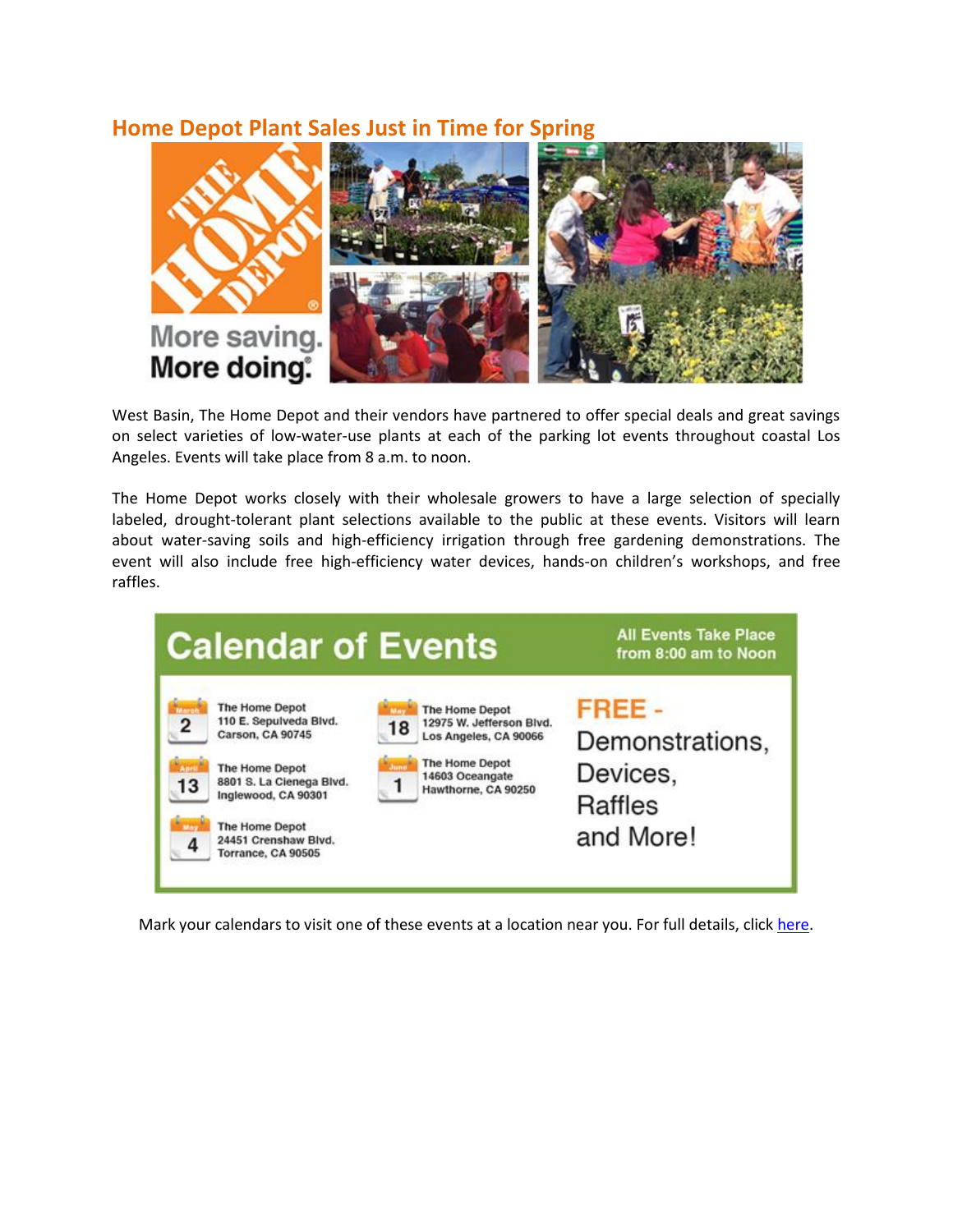## Home Depot Plant Sales Just in Time for Spring

West Basin, The Home Depot and their vendors have partnered to offer special deals and great savings on select varieties of low-water-use plants at each of the parking lot events throughout coastal Los Angeles. Events will take place from 8 a.m. to noon.

The Home Depot works closely with their wholesale growers to have a large selection of specially labeled, drought-tolerant plant selections available to the public at these events. Visitors will learn about water-saving soils and high-efficiency irrigation through free gardening demonstrations. The event will also include free high-efficiency water devices, hands-on children's workshops, and free raffles.

### Calendar of Events

All Events Take Place from 8:00 am to Noon

- **March 2** – The Home Depot, 110 E. Sepulveda Blvd., Carson, CA 90745
- **April 13** – The Home Depot, 8801 S. La Cienega Blvd., Inglewood, CA 90301
- **May 4** – The Home Depot, 24451 Crenshaw Blvd., Torrance, CA 90505
- **May 18** – The Home Depot, 12975 W. Jefferson Blvd., Los Angeles, CA 90066
- **June 1** – The Home Depot, 14603 Oceangate, Hawthorne, CA 90250

**FREE -** Demonstrations, Devices, Raffles and More!

Mark your calendars to visit one of these events at a location near you. For full details, click here.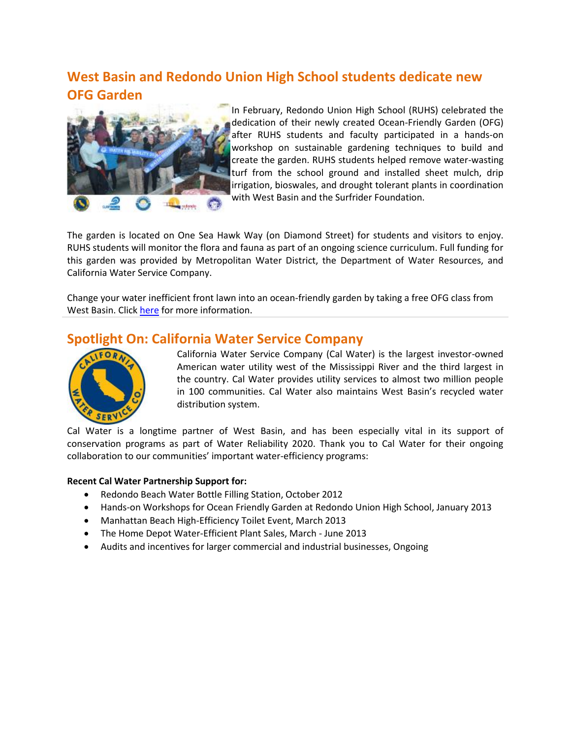## West Basin and Redondo Union High School students dedicate new OFG Garden

In February, Redondo Union High School (RUHS) celebrated the dedication of their newly created Ocean-Friendly Garden (OFG) after RUHS students and faculty participated in a hands-on workshop on sustainable gardening techniques to build and create the garden. RUHS students helped remove water-wasting turf from the school ground and installed sheet mulch, drip irrigation, bioswales, and drought tolerant plants in coordination with West Basin and the Surfrider Foundation.

The garden is located on One Sea Hawk Way (on Diamond Street) for students and visitors to enjoy. RUHS students will monitor the flora and fauna as part of an ongoing science curriculum. Full funding for this garden was provided by Metropolitan Water District, the Department of Water Resources, and California Water Service Company.

Change your water inefficient front lawn into an ocean-friendly garden by taking a free OFG class from West Basin. Click here for more information.

## Spotlight On: California Water Service Company

California Water Service Company (Cal Water) is the largest investor-owned American water utility west of the Mississippi River and the third largest in the country. Cal Water provides utility services to almost two million people in 100 communities. Cal Water also maintains West Basin's recycled water distribution system.

Cal Water is a longtime partner of West Basin, and has been especially vital in its support of conservation programs as part of Water Reliability 2020. Thank you to Cal Water for their ongoing collaboration to our communities' important water-efficiency programs:

**Recent Cal Water Partnership Support for:**

- Redondo Beach Water Bottle Filling Station, October 2012
- Hands-on Workshops for Ocean Friendly Garden at Redondo Union High School, January 2013
- Manhattan Beach High-Efficiency Toilet Event, March 2013
- The Home Depot Water-Efficient Plant Sales, March - June 2013
- Audits and incentives for larger commercial and industrial businesses, Ongoing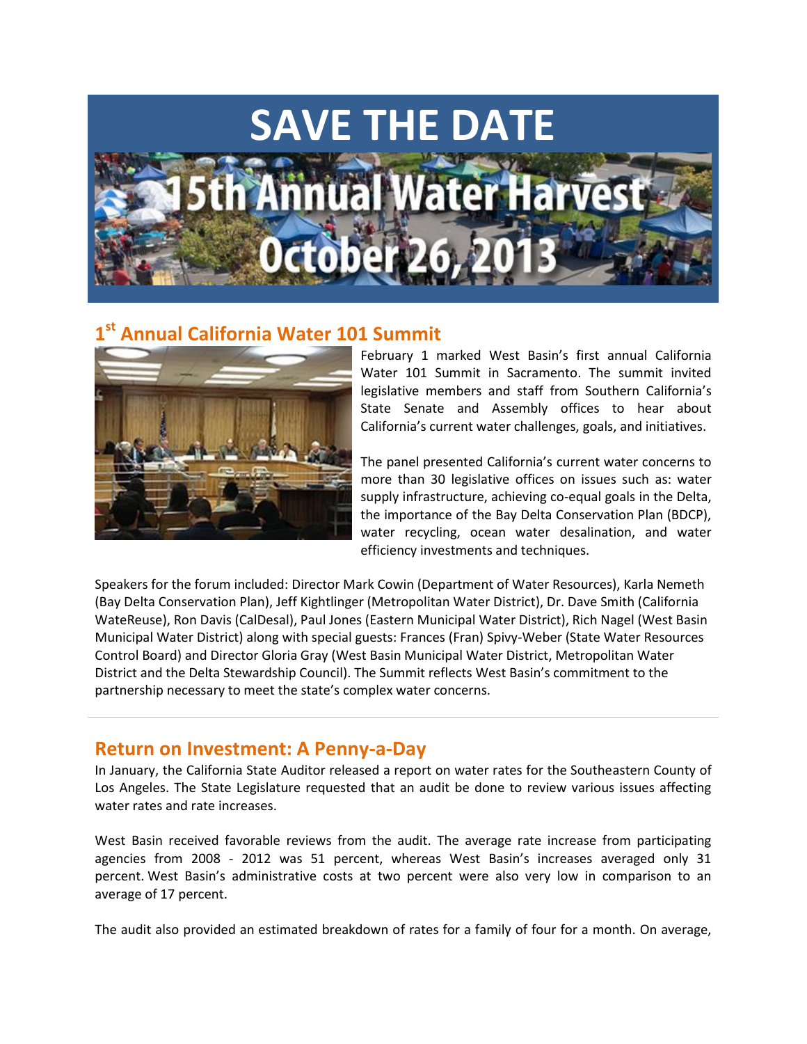# SAVE THE DATE

15th Annual Water Harvest

October 26, 2013

## 1st Annual California Water 101 Summit

February 1 marked West Basin's first annual California Water 101 Summit in Sacramento. The summit invited legislative members and staff from Southern California's State Senate and Assembly offices to hear about California's current water challenges, goals, and initiatives.

The panel presented California's current water concerns to more than 30 legislative offices on issues such as: water supply infrastructure, achieving co-equal goals in the Delta, the importance of the Bay Delta Conservation Plan (BDCP), water recycling, ocean water desalination, and water efficiency investments and techniques.

Speakers for the forum included: Director Mark Cowin (Department of Water Resources), Karla Nemeth (Bay Delta Conservation Plan), Jeff Kightlinger (Metropolitan Water District), Dr. Dave Smith (California WateReuse), Ron Davis (CalDesal), Paul Jones (Eastern Municipal Water District), Rich Nagel (West Basin Municipal Water District) along with special guests: Frances (Fran) Spivy-Weber (State Water Resources Control Board) and Director Gloria Gray (West Basin Municipal Water District, Metropolitan Water District and the Delta Stewardship Council). The Summit reflects West Basin's commitment to the partnership necessary to meet the state's complex water concerns.

---

## Return on Investment: A Penny-a-Day

In January, the California State Auditor released a report on water rates for the Southeastern County of Los Angeles. The State Legislature requested that an audit be done to review various issues affecting water rates and rate increases.

West Basin received favorable reviews from the audit. The average rate increase from participating agencies from 2008 - 2012 was 51 percent, whereas West Basin's increases averaged only 31 percent. West Basin's administrative costs at two percent were also very low in comparison to an average of 17 percent.

The audit also provided an estimated breakdown of rates for a family of four for a month. On average,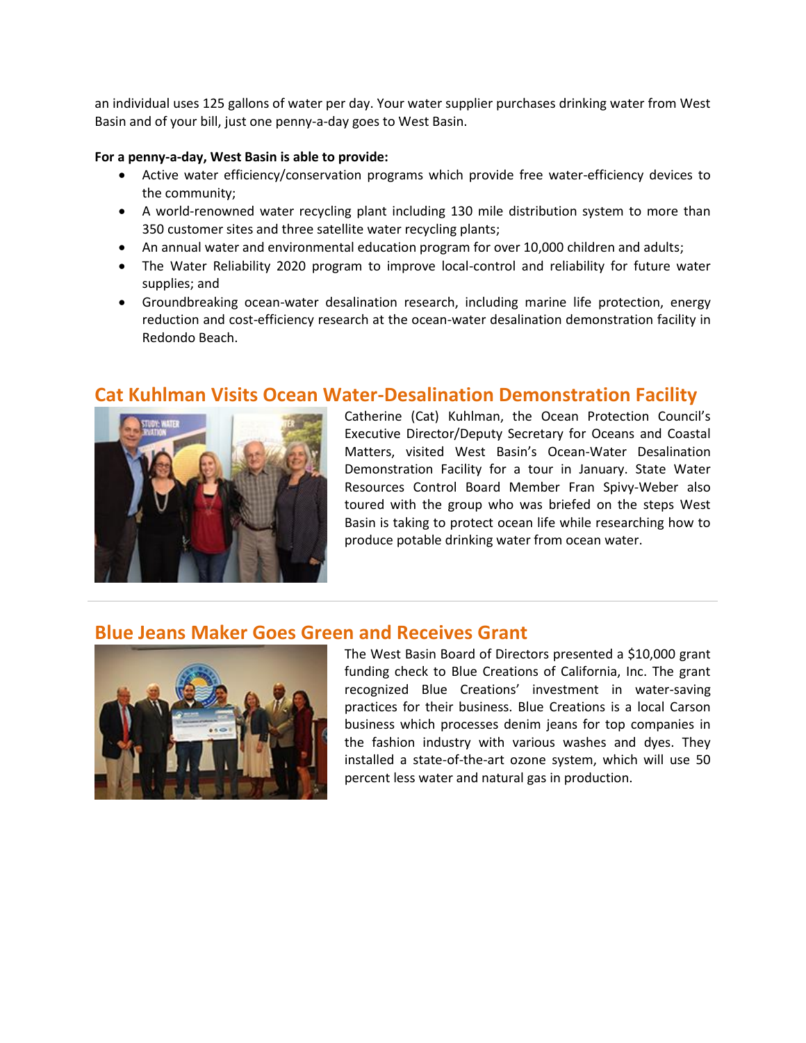an individual uses 125 gallons of water per day. Your water supplier purchases drinking water from West Basin and of your bill, just one penny-a-day goes to West Basin.

**For a penny-a-day, West Basin is able to provide:**

- Active water efficiency/conservation programs which provide free water-efficiency devices to the community;
- A world-renowned water recycling plant including 130 mile distribution system to more than 350 customer sites and three satellite water recycling plants;
- An annual water and environmental education program for over 10,000 children and adults;
- The Water Reliability 2020 program to improve local-control and reliability for future water supplies; and
- Groundbreaking ocean-water desalination research, including marine life protection, energy reduction and cost-efficiency research at the ocean-water desalination demonstration facility in Redondo Beach.

## Cat Kuhlman Visits Ocean Water-Desalination Demonstration Facility

Catherine (Cat) Kuhlman, the Ocean Protection Council's Executive Director/Deputy Secretary for Oceans and Coastal Matters, visited West Basin's Ocean-Water Desalination Demonstration Facility for a tour in January. State Water Resources Control Board Member Fran Spivy-Weber also toured with the group who was briefed on the steps West Basin is taking to protect ocean life while researching how to produce potable drinking water from ocean water.

## Blue Jeans Maker Goes Green and Receives Grant

The West Basin Board of Directors presented a $10,000 grant funding check to Blue Creations of California, Inc. The grant recognized Blue Creations' investment in water-saving practices for their business. Blue Creations is a local Carson business which processes denim jeans for top companies in the fashion industry with various washes and dyes. They installed a state-of-the-art ozone system, which will use 50 percent less water and natural gas in production.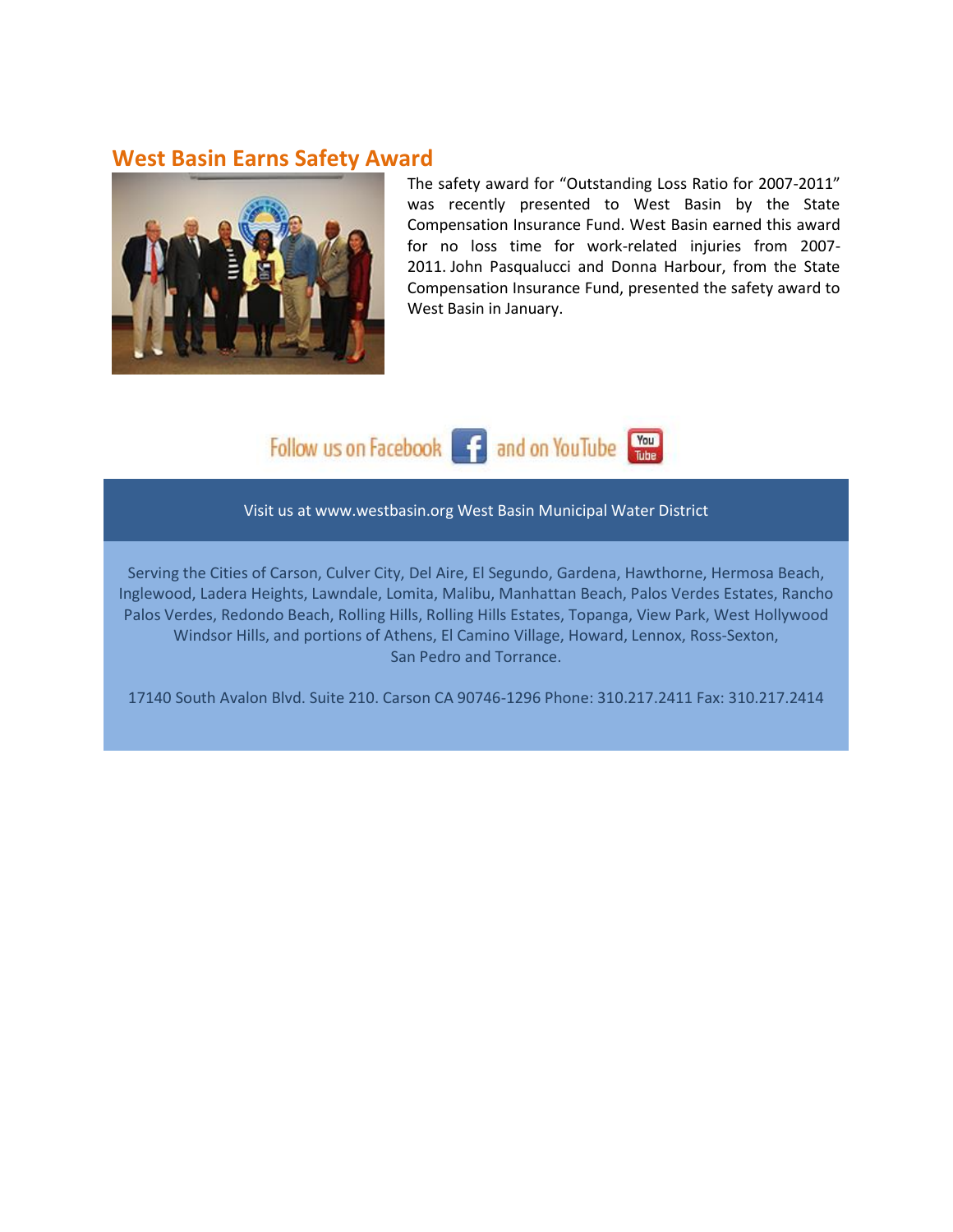## West Basin Earns Safety Award

The safety award for "Outstanding Loss Ratio for 2007-2011" was recently presented to West Basin by the State Compensation Insurance Fund. West Basin earned this award for no loss time for work-related injuries from 2007-2011. John Pasqualucci and Donna Harbour, from the State Compensation Insurance Fund, presented the safety award to West Basin in January.

Follow us on Facebook and on YouTube

Visit us at www.westbasin.org West Basin Municipal Water District

Serving the Cities of Carson, Culver City, Del Aire, El Segundo, Gardena, Hawthorne, Hermosa Beach, Inglewood, Ladera Heights, Lawndale, Lomita, Malibu, Manhattan Beach, Palos Verdes Estates, Rancho Palos Verdes, Redondo Beach, Rolling Hills, Rolling Hills Estates, Topanga, View Park, West Hollywood Windsor Hills, and portions of Athens, El Camino Village, Howard, Lennox, Ross-Sexton, San Pedro and Torrance.

17140 South Avalon Blvd. Suite 210. Carson CA 90746-1296 Phone: 310.217.2411 Fax: 310.217.2414